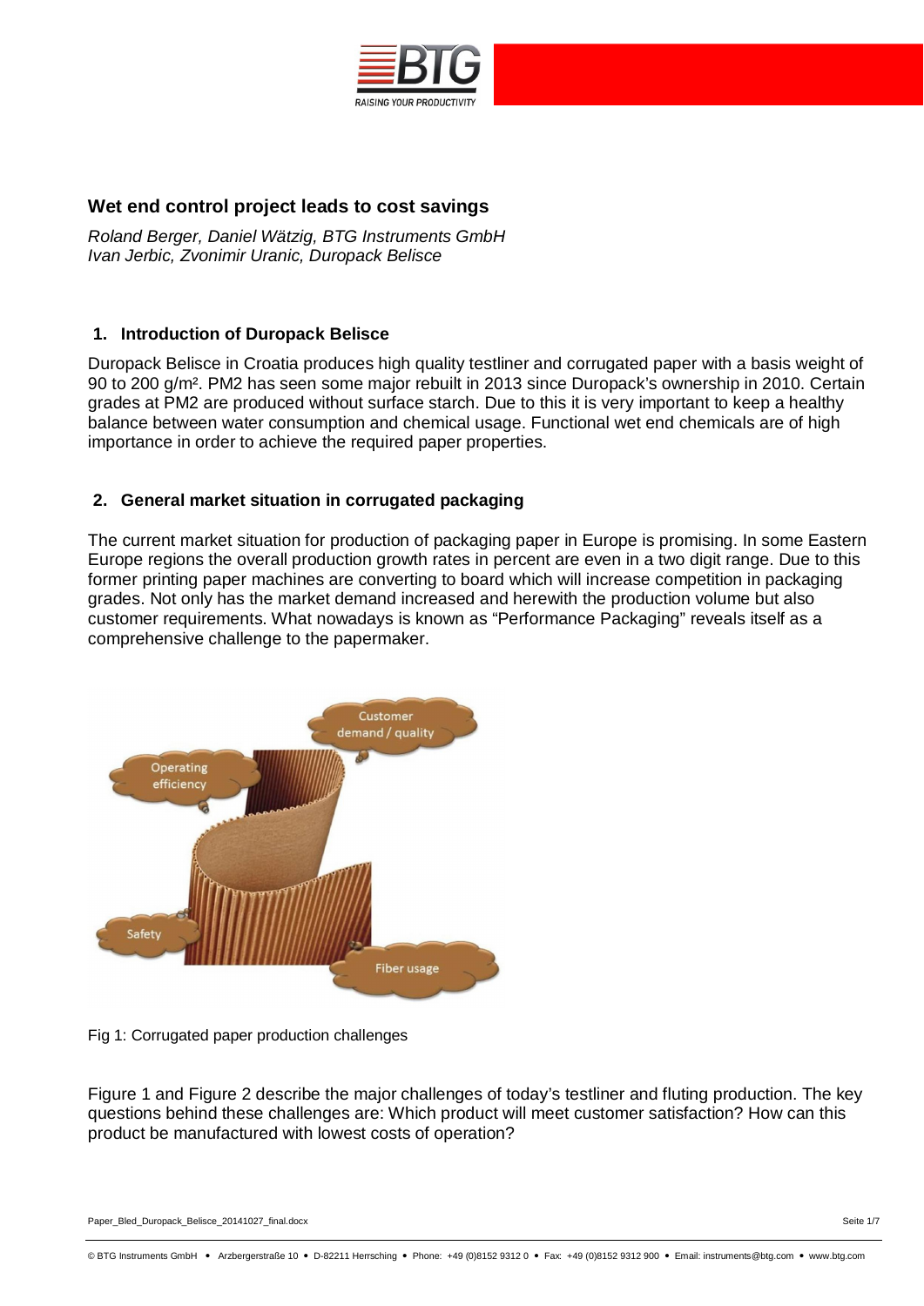## Wet end control project leads to cost savings

*Roland Berger, Daniel Wätzig, BTG Instruments GmbH*
*Ivan Jerbic, Zvonimir Uranic, Duropack Belisce*

### 1. Introduction of Duropack Belisce

Duropack Belisce in Croatia produces high quality testliner and corrugated paper with a basis weight of 90 to 200 g/m². PM2 has seen some major rebuilt in 2013 since Duropack's ownership in 2010. Certain grades at PM2 are produced without surface starch. Due to this it is very important to keep a healthy balance between water consumption and chemical usage. Functional wet end chemicals are of high importance in order to achieve the required paper properties.

### 2. General market situation in corrugated packaging

The current market situation for production of packaging paper in Europe is promising. In some Eastern Europe regions the overall production growth rates in percent are even in a two digit range. Due to this former printing paper machines are converting to board which will increase competition in packaging grades. Not only has the market demand increased and herewith the production volume but also customer requirements. What nowadays is known as "Performance Packaging" reveals itself as a comprehensive challenge to the papermaker.

Fig 1: Corrugated paper production challenges

Figure 1 and Figure 2 describe the major challenges of today's testliner and fluting production. The key questions behind these challenges are: Which product will meet customer satisfaction? How can this product be manufactured with lowest costs of operation?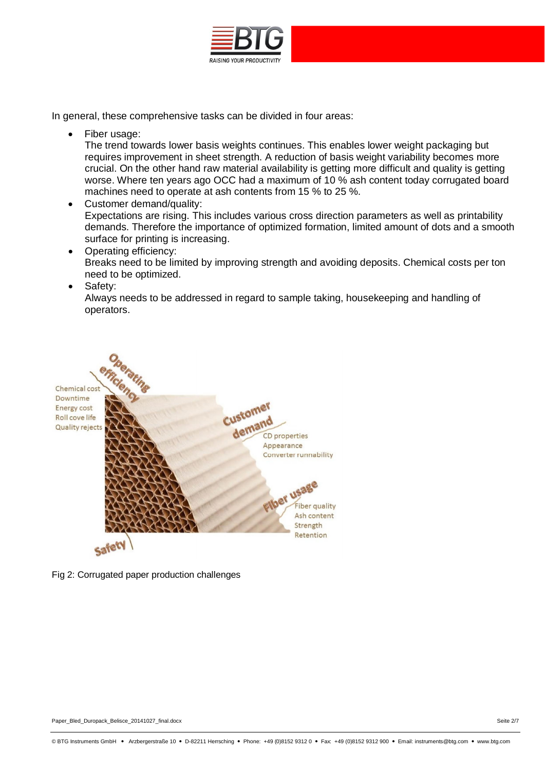In general, these comprehensive tasks can be divided in four areas:

- Fiber usage:
  The trend towards lower basis weights continues. This enables lower weight packaging but requires improvement in sheet strength. A reduction of basis weight variability becomes more crucial. On the other hand raw material availability is getting more difficult and quality is getting worse. Where ten years ago OCC had a maximum of 10 % ash content today corrugated board machines need to operate at ash contents from 15 % to 25 %.
- Customer demand/quality:
  Expectations are rising. This includes various cross direction parameters as well as printability demands. Therefore the importance of optimized formation, limited amount of dots and a smooth surface for printing is increasing.
- Operating efficiency:
  Breaks need to be limited by improving strength and avoiding deposits. Chemical costs per ton need to be optimized.
- Safety:
  Always needs to be addressed in regard to sample taking, housekeeping and handling of operators.

Operating efficiency: Chemical cost, Downtime, Energy cost, Roll cove life, Quality rejects

Customer demand: CD properties, Appearance, Converter runnability

Fiber usage: Fiber quality, Ash content, Strength, Retention

Safety

Fig 2: Corrugated paper production challenges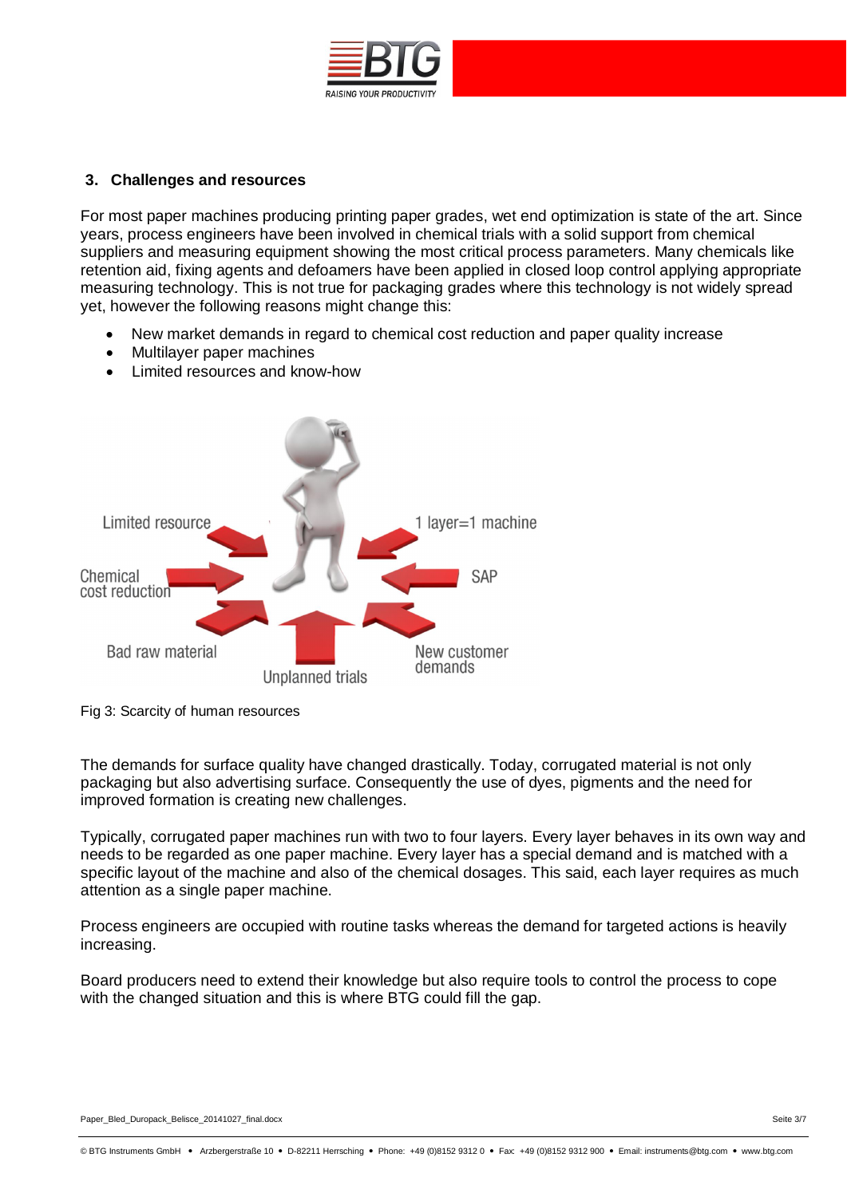## 3. Challenges and resources

For most paper machines producing printing paper grades, wet end optimization is state of the art. Since years, process engineers have been involved in chemical trials with a solid support from chemical suppliers and measuring equipment showing the most critical process parameters. Many chemicals like retention aid, fixing agents and defoamers have been applied in closed loop control applying appropriate measuring technology. This is not true for packaging grades where this technology is not widely spread yet, however the following reasons might change this:

- New market demands in regard to chemical cost reduction and paper quality increase
- Multilayer paper machines
- Limited resources and know-how

Fig 3: Scarcity of human resources

The demands for surface quality have changed drastically. Today, corrugated material is not only packaging but also advertising surface. Consequently the use of dyes, pigments and the need for improved formation is creating new challenges.

Typically, corrugated paper machines run with two to four layers. Every layer behaves in its own way and needs to be regarded as one paper machine. Every layer has a special demand and is matched with a specific layout of the machine and also of the chemical dosages. This said, each layer requires as much attention as a single paper machine.

Process engineers are occupied with routine tasks whereas the demand for targeted actions is heavily increasing.

Board producers need to extend their knowledge but also require tools to control the process to cope with the changed situation and this is where BTG could fill the gap.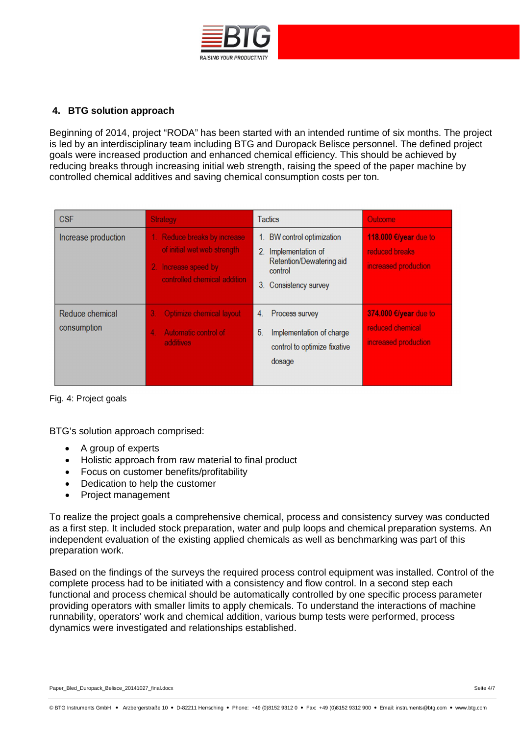## 4. BTG solution approach

Beginning of 2014, project "RODA" has been started with an intended runtime of six months. The project is led by an interdisciplinary team including BTG and Duropack Belisce personnel. The defined project goals were increased production and enhanced chemical efficiency. This should be achieved by reducing breaks through increasing initial web strength, raising the speed of the paper machine by controlled chemical additives and saving chemical consumption costs per ton.

| CSF | Strategy | Tactics | Outcome |
|---|---|---|---|
| Increase production | 1. Reduce breaks by increase of initial wet web strength<br>2. Increase speed by controlled chemical addition | 1. BW control optimization<br>2. Implementation of Retention/Dewatering aid control<br>3. Consistency survey | **118.000 €/year** due to reduced breaks increased production |
| Reduce chemical consumption | 3. Optimize chemical layout<br>4. Automatic control of additives | 4. Process survey<br>5. Implementation of charge control to optimize fixative dosage | **374.000 €/year** due to reduced chemical increased production |

Fig. 4: Project goals

BTG's solution approach comprised:

- A group of experts
- Holistic approach from raw material to final product
- Focus on customer benefits/profitability
- Dedication to help the customer
- Project management

To realize the project goals a comprehensive chemical, process and consistency survey was conducted as a first step. It included stock preparation, water and pulp loops and chemical preparation systems. An independent evaluation of the existing applied chemicals as well as benchmarking was part of this preparation work.

Based on the findings of the surveys the required process control equipment was installed. Control of the complete process had to be initiated with a consistency and flow control. In a second step each functional and process chemical should be automatically controlled by one specific process parameter providing operators with smaller limits to apply chemicals. To understand the interactions of machine runnability, operators' work and chemical addition, various bump tests were performed, process dynamics were investigated and relationships established.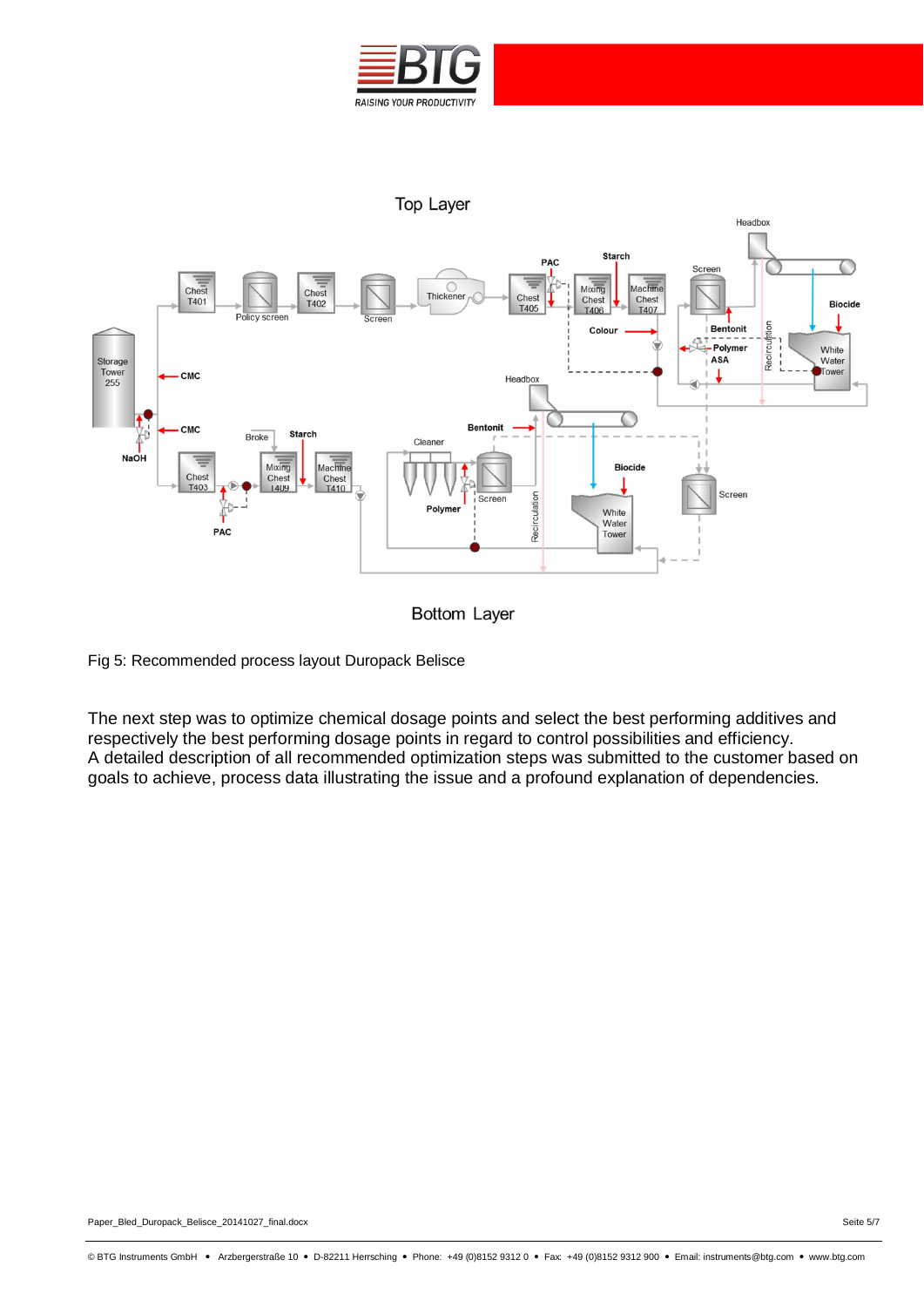Fig 5: Recommended process layout Duropack Belisce

The next step was to optimize chemical dosage points and select the best performing additives and respectively the best performing dosage points in regard to control possibilities and efficiency.
A detailed description of all recommended optimization steps was submitted to the customer based on goals to achieve, process data illustrating the issue and a profound explanation of dependencies.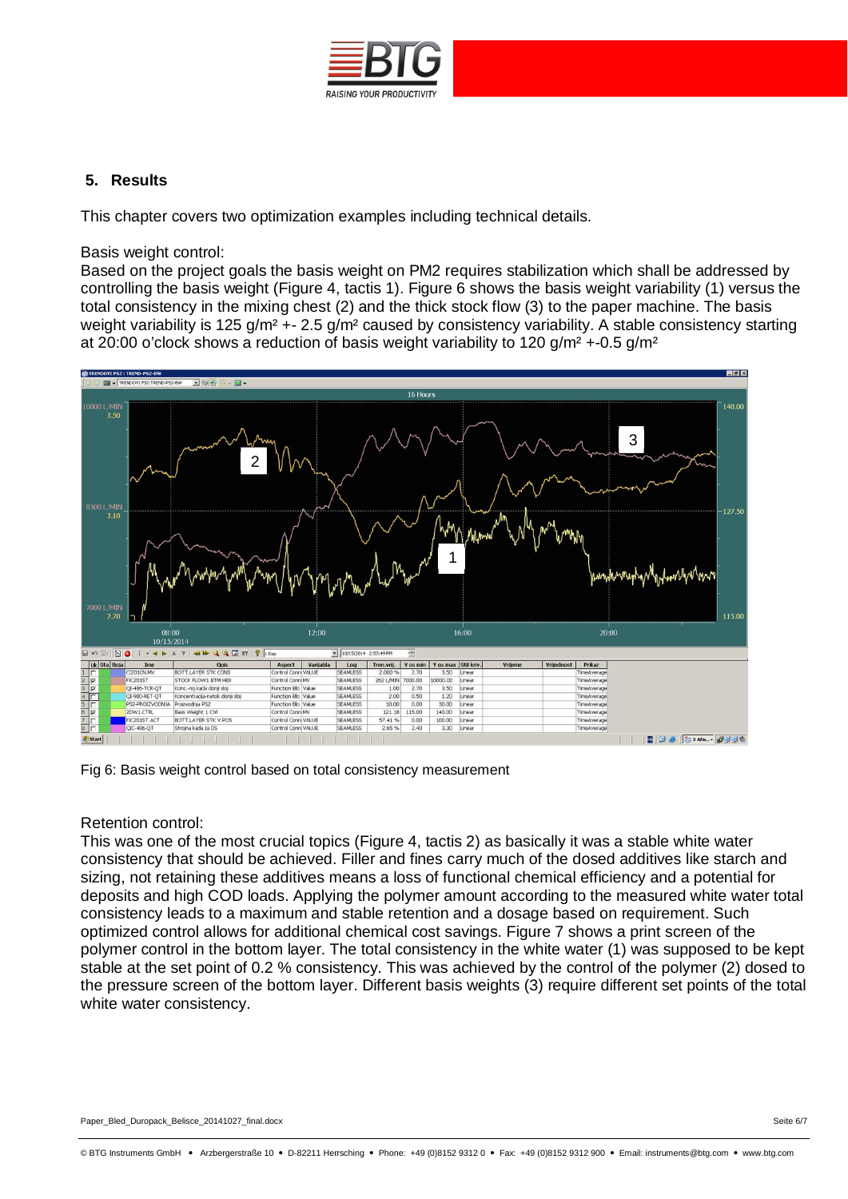## 5. Results

This chapter covers two optimization examples including technical details.

Basis weight control:
Based on the project goals the basis weight on PM2 requires stabilization which shall be addressed by controlling the basis weight (Figure 4, tactis 1). Figure 6 shows the basis weight variability (1) versus the total consistency in the mixing chest (2) and the thick stock flow (3) to the paper machine. The basis weight variability is 125 g/m² +- 2.5 g/m² caused by consistency variability. A stable consistency starting at 20:00 o'clock shows a reduction of basis weight variability to 120 g/m² +-0.5 g/m²

Fig 6: Basis weight control based on total consistency measurement

Retention control:
This was one of the most crucial topics (Figure 4, tactis 2) as basically it was a stable white water consistency that should be achieved. Filler and fines carry much of the dosed additives like starch and sizing, not retaining these additives means a loss of functional chemical efficiency and a potential for deposits and high COD loads. Applying the polymer amount according to the measured white water total consistency leads to a maximum and stable retention and a dosage based on requirement. Such optimized control allows for additional chemical cost savings. Figure 7 shows a print screen of the polymer control in the bottom layer. The total consistency in the white water (1) was supposed to be kept stable at the set point of 0.2 % consistency. This was achieved by the control of the polymer (2) dosed to the pressure screen of the bottom layer. Different basis weights (3) require different set points of the total white water consistency.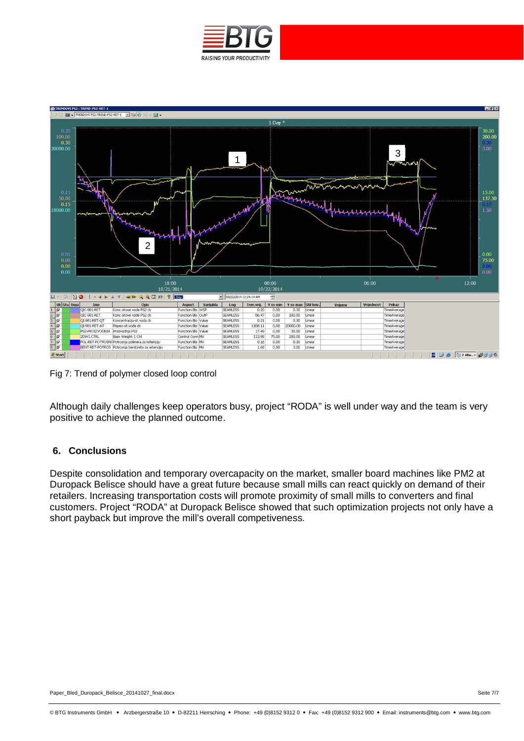1 Day

0.30
100.00
0.30
20000.00

0.15
50.00
0.15
10000.00

0.00
0.00
0.00
0.00

30.00
200.00
0.30
3.00

15.00
137.50
0.15
1.50

0.00
75.00
0.00
0.00

1

2

3

18:00
10/21/2014

00:00
10/22/2014

06:00

12:00

| Uk | Sta | Boja | Ime | Opis | Aspect | Varijabla | Log | Tren.vrij. | Y os min | Y os max | Stil kriv. | Vrijeme | Vrijednost | Prikaz |
|---|---|---|---|---|---|---|---|---|---|---|---|---|---|---|
| 1 | ☑ | | QIC-981-RET | Konc.sitove vode PS2 ds | Function Blo | WSP | SEAMLESS | 0.20 | 0.00 | 0.30 | Linear | | | TimeAverage |
| 2 | ☑ | | QIC-981-RET | Konc.sitove vode PS2 ds | Function Blo | OutP | SEAMLESS | 56.47 | 0.00 | 100.00 | Linear | | | TimeAverage |
| 3 | ☑ | | QI-981-RET-QT | Koncentracija-sit.voda ds | Function Blo | Value | SEAMLESS | 0.21 | 0.00 | 0.30 | Linear | | | TimeAverage |
| 4 | ☑ | | QI-981-RET-AT | Pepeo-sit.voda ds | Function Blo | Value | SEAMLESS | 1108.11 | 0.00 | 20000.00 | Linear | | | TimeAverage |
| 5 | ☑ | | PS2-PROIZVODNJA | Proizvodnja PS2 | Function Blo | Value | SEAMLESS | 17.49 | 0.00 | 30.00 | Linear | | | TimeAverage |
| 6 | ☑ | | 2DW1.CTRL | Basis Weight 1 Ctrl | Control Conn | MV | SEAMLESS | 113.98 | 75.00 | 200.00 | Linear | | | TimeAverage |
| 7 | ☑ | | POL-RET-POTROSNJ | Potrosnja polimera za retenciju | Function Blo | MV | SEAMLESS | 0.16 | 0.00 | 0.30 | Linear | | | TimeAverage |
| 8 | ☑ | | BENT-RET-POTROS | Potrosnja bentonita za retenciju | Function Blo | MV | SEAMLESS | 1.68 | 0.00 | 3.00 | Linear | | | TimeAverage |

Fig 7: Trend of polymer closed loop control

Although daily challenges keep operators busy, project “RODA” is well under way and the team is very positive to achieve the planned outcome.

## 6. Conclusions

Despite consolidation and temporary overcapacity on the market, smaller board machines like PM2 at Duropack Belisce should have a great future because small mills can react quickly on demand of their retailers. Increasing transportation costs will promote proximity of small mills to converters and final customers. Project “RODA” at Duropack Belisce showed that such optimization projects not only have a short payback but improve the mill’s overall competiveness.